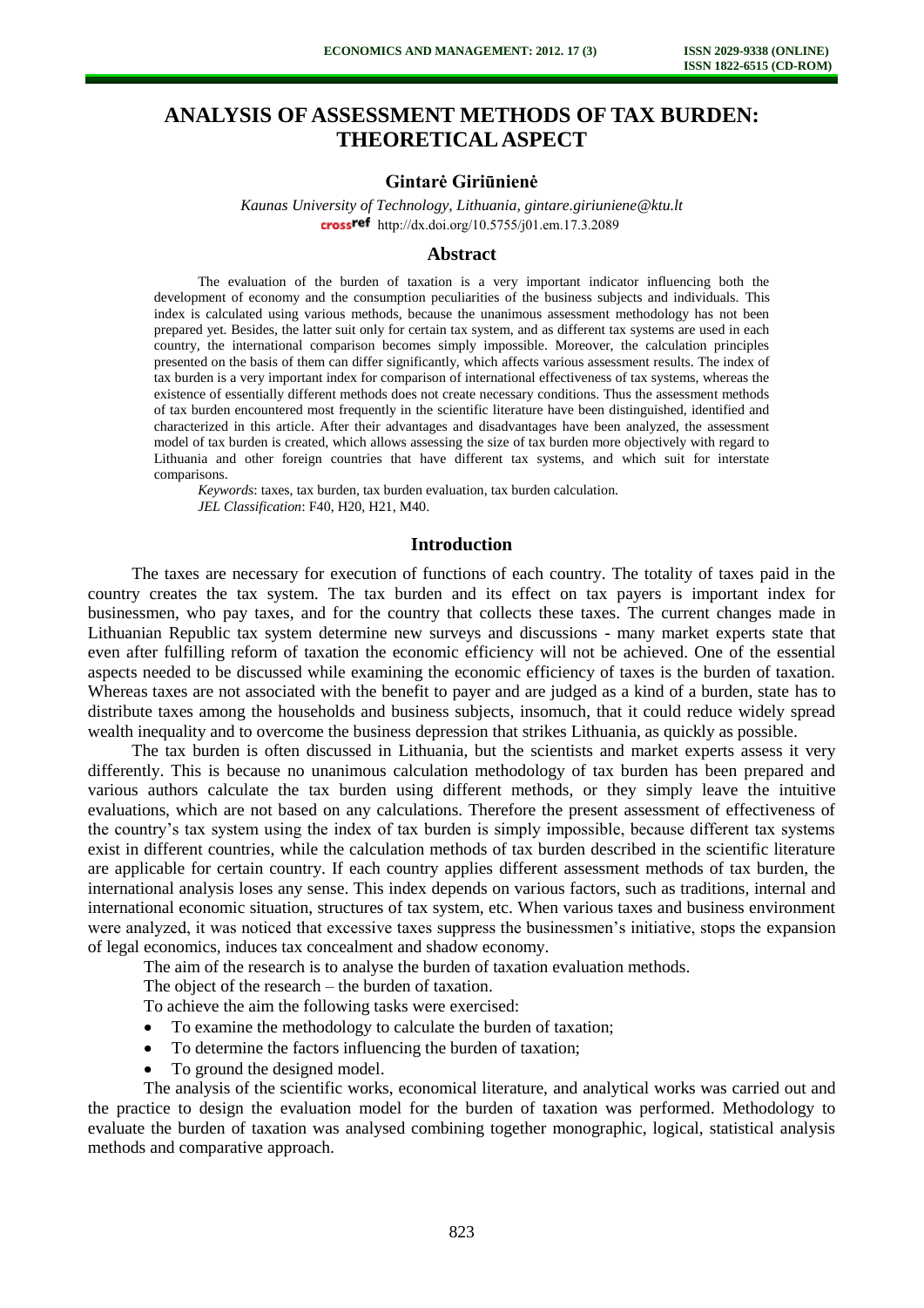# ANALYSIS OF ASSESSMENT METHODS OF TAX BURDEN: THEORETICAL ASPECT

**Gintarė Giriūnienė**

*Kaunas University of Technology, Lithuania, gintare.giriuniene@ktu.lt*
http://dx.doi.org/10.5755/j01.em.17.3.2089

## Abstract

The evaluation of the burden of taxation is a very important indicator influencing both the development of economy and the consumption peculiarities of the business subjects and individuals. This index is calculated using various methods, because the unanimous assessment methodology has not been prepared yet. Besides, the latter suit only for certain tax system, and as different tax systems are used in each country, the international comparison becomes simply impossible. Moreover, the calculation principles presented on the basis of them can differ significantly, which affects various assessment results. The index of tax burden is a very important index for comparison of international effectiveness of tax systems, whereas the existence of essentially different methods does not create necessary conditions. Thus the assessment methods of tax burden encountered most frequently in the scientific literature have been distinguished, identified and characterized in this article. After their advantages and disadvantages have been analyzed, the assessment model of tax burden is created, which allows assessing the size of tax burden more objectively with regard to Lithuania and other foreign countries that have different tax systems, and which suit for interstate comparisons.

*Keywords*: taxes, tax burden, tax burden evaluation, tax burden calculation.

*JEL Classification*: F40, H20, H21, M40.

## Introduction

The taxes are necessary for execution of functions of each country. The totality of taxes paid in the country creates the tax system. The tax burden and its effect on tax payers is important index for businessmen, who pay taxes, and for the country that collects these taxes. The current changes made in Lithuanian Republic tax system determine new surveys and discussions - many market experts state that even after fulfilling reform of taxation the economic efficiency will not be achieved. One of the essential aspects needed to be discussed while examining the economic efficiency of taxes is the burden of taxation. Whereas taxes are not associated with the benefit to payer and are judged as a kind of a burden, state has to distribute taxes among the households and business subjects, insomuch, that it could reduce widely spread wealth inequality and to overcome the business depression that strikes Lithuania, as quickly as possible.

The tax burden is often discussed in Lithuania, but the scientists and market experts assess it very differently. This is because no unanimous calculation methodology of tax burden has been prepared and various authors calculate the tax burden using different methods, or they simply leave the intuitive evaluations, which are not based on any calculations. Therefore the present assessment of effectiveness of the country's tax system using the index of tax burden is simply impossible, because different tax systems exist in different countries, while the calculation methods of tax burden described in the scientific literature are applicable for certain country. If each country applies different assessment methods of tax burden, the international analysis loses any sense. This index depends on various factors, such as traditions, internal and international economic situation, structures of tax system, etc. When various taxes and business environment were analyzed, it was noticed that excessive taxes suppress the businessmen's initiative, stops the expansion of legal economics, induces tax concealment and shadow economy.

The aim of the research is to analyse the burden of taxation evaluation methods.

The object of the research – the burden of taxation.

To achieve the aim the following tasks were exercised:

- To examine the methodology to calculate the burden of taxation;
- To determine the factors influencing the burden of taxation;
- To ground the designed model.

The analysis of the scientific works, economical literature, and analytical works was carried out and the practice to design the evaluation model for the burden of taxation was performed. Methodology to evaluate the burden of taxation was analysed combining together monographic, logical, statistical analysis methods and comparative approach.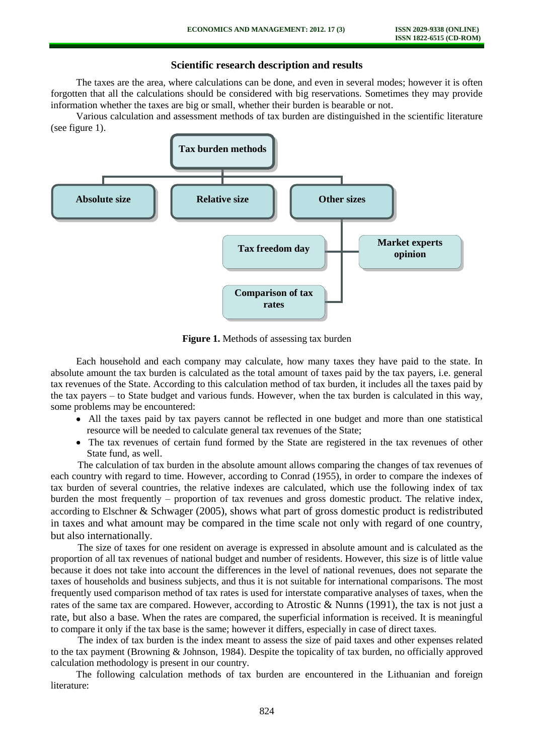## Scientific research description and results

The taxes are the area, where calculations can be done, and even in several modes; however it is often forgotten that all the calculations should be considered with big reservations. Sometimes they may provide information whether the taxes are big or small, whether their burden is bearable or not.

Various calculation and assessment methods of tax burden are distinguished in the scientific literature (see figure 1).

- **Tax burden methods**
  - **Absolute size**
  - **Relative size**
  - **Other sizes**
    - **Tax freedom day**
    - **Market experts opinion**
    - **Comparison of tax rates**

**Figure 1.** Methods of assessing tax burden

Each household and each company may calculate, how many taxes they have paid to the state. In absolute amount the tax burden is calculated as the total amount of taxes paid by the tax payers, i.e. general tax revenues of the State. According to this calculation method of tax burden, it includes all the taxes paid by the tax payers – to State budget and various funds. However, when the tax burden is calculated in this way, some problems may be encountered:

- All the taxes paid by tax payers cannot be reflected in one budget and more than one statistical resource will be needed to calculate general tax revenues of the State;
- The tax revenues of certain fund formed by the State are registered in the tax revenues of other State fund, as well.

The calculation of tax burden in the absolute amount allows comparing the changes of tax revenues of each country with regard to time. However, according to Conrad (1955), in order to compare the indexes of tax burden of several countries, the relative indexes are calculated, which use the following index of tax burden the most frequently – proportion of tax revenues and gross domestic product. The relative index, according to Elschner & Schwager (2005), shows what part of gross domestic product is redistributed in taxes and what amount may be compared in the time scale not only with regard of one country, but also internationally.

The size of taxes for one resident on average is expressed in absolute amount and is calculated as the proportion of all tax revenues of national budget and number of residents. However, this size is of little value because it does not take into account the differences in the level of national revenues, does not separate the taxes of households and business subjects, and thus it is not suitable for international comparisons. The most frequently used comparison method of tax rates is used for interstate comparative analyses of taxes, when the rates of the same tax are compared. However, according to Atrostic & Nunns (1991), the tax is not just a rate, but also a base. When the rates are compared, the superficial information is received. It is meaningful to compare it only if the tax base is the same; however it differs, especially in case of direct taxes.

The index of tax burden is the index meant to assess the size of paid taxes and other expenses related to the tax payment (Browning & Johnson, 1984). Despite the topicality of tax burden, no officially approved calculation methodology is present in our country.

The following calculation methods of tax burden are encountered in the Lithuanian and foreign literature: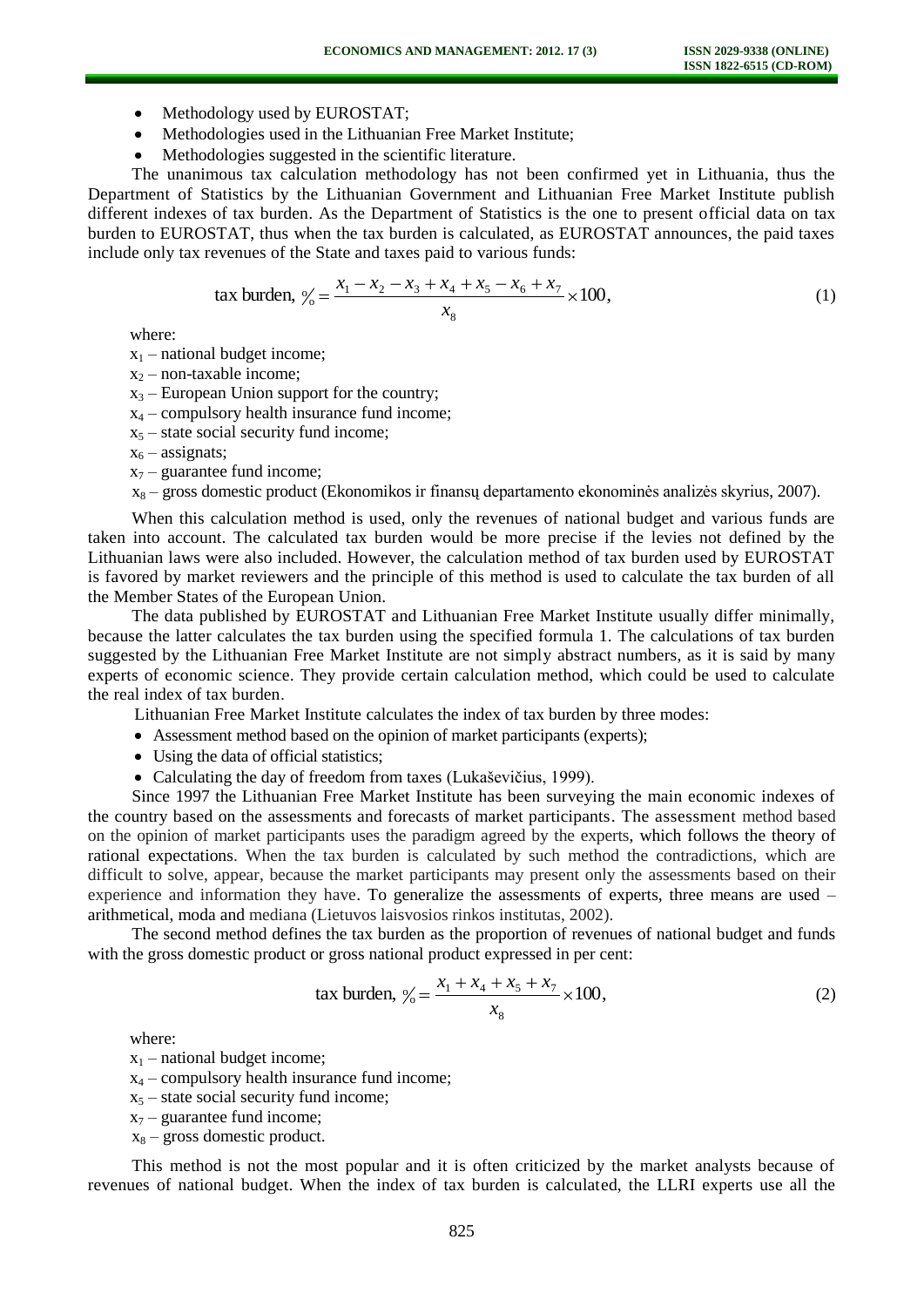- Methodology used by EUROSTAT;
- Methodologies used in the Lithuanian Free Market Institute;
- Methodologies suggested in the scientific literature.

The unanimous tax calculation methodology has not been confirmed yet in Lithuania, thus the Department of Statistics by the Lithuanian Government and Lithuanian Free Market Institute publish different indexes of tax burden. As the Department of Statistics is the one to present official data on tax burden to EUROSTAT, thus when the tax burden is calculated, as EUROSTAT announces, the paid taxes include only tax revenues of the State and taxes paid to various funds:

$$\text{tax burden, } \% = \frac{x_1 - x_2 - x_3 + x_4 + x_5 - x_6 + x_7}{x_8} \times 100, \tag{1}$$

where:

$x_1$ – national budget income;

$x_2$ – non-taxable income;

$x_3$ – European Union support for the country;

$x_4$ – compulsory health insurance fund income;

$x_5$ – state social security fund income;

$x_6$ – assignats;

$x_7$ – guarantee fund income;

$x_8$ – gross domestic product (Ekonomikos ir finansų departamento ekonominės analizės skyrius, 2007).

When this calculation method is used, only the revenues of national budget and various funds are taken into account. The calculated tax burden would be more precise if the levies not defined by the Lithuanian laws were also included. However, the calculation method of tax burden used by EUROSTAT is favored by market reviewers and the principle of this method is used to calculate the tax burden of all the Member States of the European Union.

The data published by EUROSTAT and Lithuanian Free Market Institute usually differ minimally, because the latter calculates the tax burden using the specified formula 1. The calculations of tax burden suggested by the Lithuanian Free Market Institute are not simply abstract numbers, as it is said by many experts of economic science. They provide certain calculation method, which could be used to calculate the real index of tax burden.

Lithuanian Free Market Institute calculates the index of tax burden by three modes:

- Assessment method based on the opinion of market participants (experts);
- Using the data of official statistics;
- Calculating the day of freedom from taxes (Lukaševičius, 1999).

Since 1997 the Lithuanian Free Market Institute has been surveying the main economic indexes of the country based on the assessments and forecasts of market participants. The assessment method based on the opinion of market participants uses the paradigm agreed by the experts, which follows the theory of rational expectations. When the tax burden is calculated by such method the contradictions, which are difficult to solve, appear, because the market participants may present only the assessments based on their experience and information they have. To generalize the assessments of experts, three means are used – arithmetical, moda and mediana (Lietuvos laisvosios rinkos institutas, 2002).

The second method defines the tax burden as the proportion of revenues of national budget and funds with the gross domestic product or gross national product expressed in per cent:

$$\text{tax burden, } \% = \frac{x_1 + x_4 + x_5 + x_7}{x_8} \times 100, \tag{2}$$

where:

$x_1$ – national budget income;

$x_4$ – compulsory health insurance fund income;

$x_5$ – state social security fund income;

$x_7$ – guarantee fund income;

$x_8$ – gross domestic product.

This method is not the most popular and it is often criticized by the market analysts because of revenues of national budget. When the index of tax burden is calculated, the LLRI experts use all the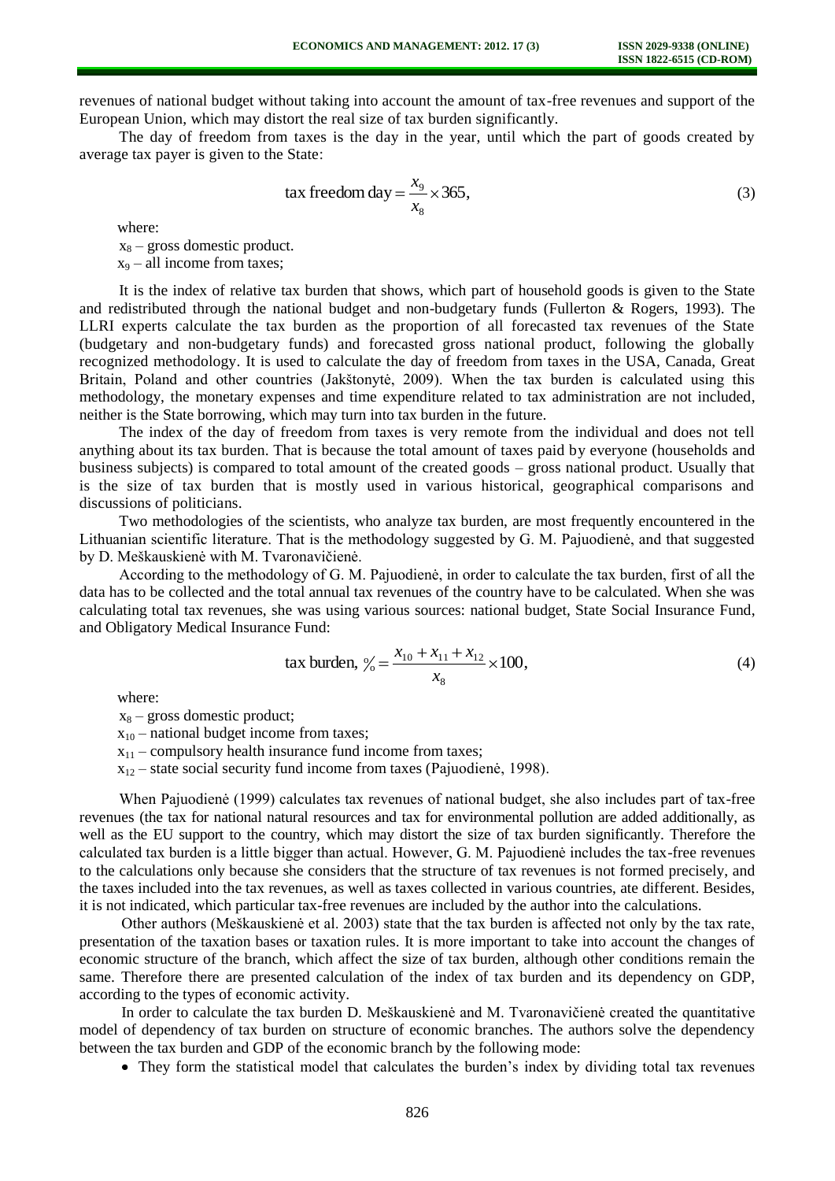revenues of national budget without taking into account the amount of tax-free revenues and support of the European Union, which may distort the real size of tax burden significantly.

The day of freedom from taxes is the day in the year, until which the part of goods created by average tax payer is given to the State:

$$\text{tax freedom day} = \frac{x_9}{x_8} \times 365, \tag{3}$$

where:

$x_8$ – gross domestic product.

$x_9$ – all income from taxes;

It is the index of relative tax burden that shows, which part of household goods is given to the State and redistributed through the national budget and non-budgetary funds (Fullerton & Rogers, 1993). The LLRI experts calculate the tax burden as the proportion of all forecasted tax revenues of the State (budgetary and non-budgetary funds) and forecasted gross national product, following the globally recognized methodology. It is used to calculate the day of freedom from taxes in the USA, Canada, Great Britain, Poland and other countries (Jakštonytė, 2009). When the tax burden is calculated using this methodology, the monetary expenses and time expenditure related to tax administration are not included, neither is the State borrowing, which may turn into tax burden in the future.

The index of the day of freedom from taxes is very remote from the individual and does not tell anything about its tax burden. That is because the total amount of taxes paid by everyone (households and business subjects) is compared to total amount of the created goods – gross national product. Usually that is the size of tax burden that is mostly used in various historical, geographical comparisons and discussions of politicians.

Two methodologies of the scientists, who analyze tax burden, are most frequently encountered in the Lithuanian scientific literature. That is the methodology suggested by G. M. Pajuodienė, and that suggested by D. Meškauskienė with M. Tvaronavičienė.

According to the methodology of G. M. Pajuodienė, in order to calculate the tax burden, first of all the data has to be collected and the total annual tax revenues of the country have to be calculated. When she was calculating total tax revenues, she was using various sources: national budget, State Social Insurance Fund, and Obligatory Medical Insurance Fund:

$$\text{tax burden, } \% = \frac{x_{10} + x_{11} + x_{12}}{x_8} \times 100, \tag{4}$$

where:

$x_8$ – gross domestic product;

$x_{10}$ – national budget income from taxes;

$x_{11}$ – compulsory health insurance fund income from taxes;

$x_{12}$ – state social security fund income from taxes (Pajuodienė, 1998).

When Pajuodienė (1999) calculates tax revenues of national budget, she also includes part of tax-free revenues (the tax for national natural resources and tax for environmental pollution are added additionally, as well as the EU support to the country, which may distort the size of tax burden significantly. Therefore the calculated tax burden is a little bigger than actual. However, G. M. Pajuodienė includes the tax-free revenues to the calculations only because she considers that the structure of tax revenues is not formed precisely, and the taxes included into the tax revenues, as well as taxes collected in various countries, ate different. Besides, it is not indicated, which particular tax-free revenues are included by the author into the calculations.

Other authors (Meškauskienė et al. 2003) state that the tax burden is affected not only by the tax rate, presentation of the taxation bases or taxation rules. It is more important to take into account the changes of economic structure of the branch, which affect the size of tax burden, although other conditions remain the same. Therefore there are presented calculation of the index of tax burden and its dependency on GDP, according to the types of economic activity.

In order to calculate the tax burden D. Meškauskienė and M. Tvaronavičienė created the quantitative model of dependency of tax burden on structure of economic branches. The authors solve the dependency between the tax burden and GDP of the economic branch by the following mode:

- They form the statistical model that calculates the burden's index by dividing total tax revenues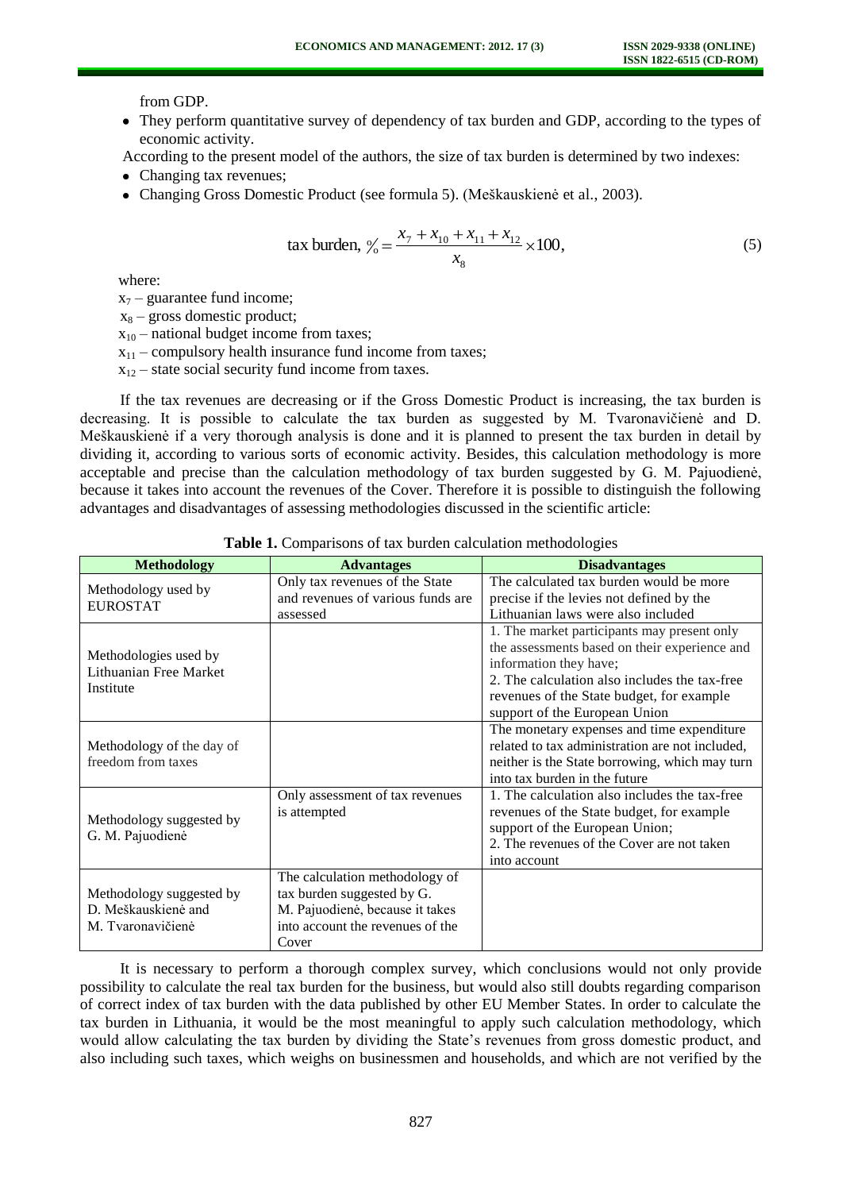from GDP.

- They perform quantitative survey of dependency of tax burden and GDP, according to the types of economic activity.

According to the present model of the authors, the size of tax burden is determined by two indexes:

- Changing tax revenues;
- Changing Gross Domestic Product (see formula 5). (Meškauskienė et al., 2003).

$$\text{tax burden, } \% = \frac{x_7 + x_{10} + x_{11} + x_{12}}{x_8} \times 100, \tag{5}$$

where:

$x_7$ – guarantee fund income;
$x_8$ – gross domestic product;
$x_{10}$ – national budget income from taxes;
$x_{11}$ – compulsory health insurance fund income from taxes;
$x_{12}$ – state social security fund income from taxes.

If the tax revenues are decreasing or if the Gross Domestic Product is increasing, the tax burden is decreasing. It is possible to calculate the tax burden as suggested by M. Tvaronavičienė and D. Meškauskienė if a very thorough analysis is done and it is planned to present the tax burden in detail by dividing it, according to various sorts of economic activity. Besides, this calculation methodology is more acceptable and precise than the calculation methodology of tax burden suggested by G. M. Pajuodienė, because it takes into account the revenues of the Cover. Therefore it is possible to distinguish the following advantages and disadvantages of assessing methodologies discussed in the scientific article:

**Table 1.** Comparisons of tax burden calculation methodologies

| **Methodology** | **Advantages** | **Disadvantages** |
|---|---|---|
| Methodology used by EUROSTAT | Only tax revenues of the State and revenues of various funds are assessed | The calculated tax burden would be more precise if the levies not defined by the Lithuanian laws were also included |
| Methodologies used by Lithuanian Free Market Institute | | 1. The market participants may present only the assessments based on their experience and information they have; 2. The calculation also includes the tax-free revenues of the State budget, for example support of the European Union |
| Methodology of the day of freedom from taxes | | The monetary expenses and time expenditure related to tax administration are not included, neither is the State borrowing, which may turn into tax burden in the future |
| Methodology suggested by G. M. Pajuodienė | Only assessment of tax revenues is attempted | 1. The calculation also includes the tax-free revenues of the State budget, for example support of the European Union; 2. The revenues of the Cover are not taken into account |
| Methodology suggested by D. Meškauskienė and M. Tvaronavičienė | The calculation methodology of tax burden suggested by G. M. Pajuodienė, because it takes into account the revenues of the Cover | |

It is necessary to perform a thorough complex survey, which conclusions would not only provide possibility to calculate the real tax burden for the business, but would also still doubts regarding comparison of correct index of tax burden with the data published by other EU Member States. In order to calculate the tax burden in Lithuania, it would be the most meaningful to apply such calculation methodology, which would allow calculating the tax burden by dividing the State's revenues from gross domestic product, and also including such taxes, which weighs on businessmen and households, and which are not verified by the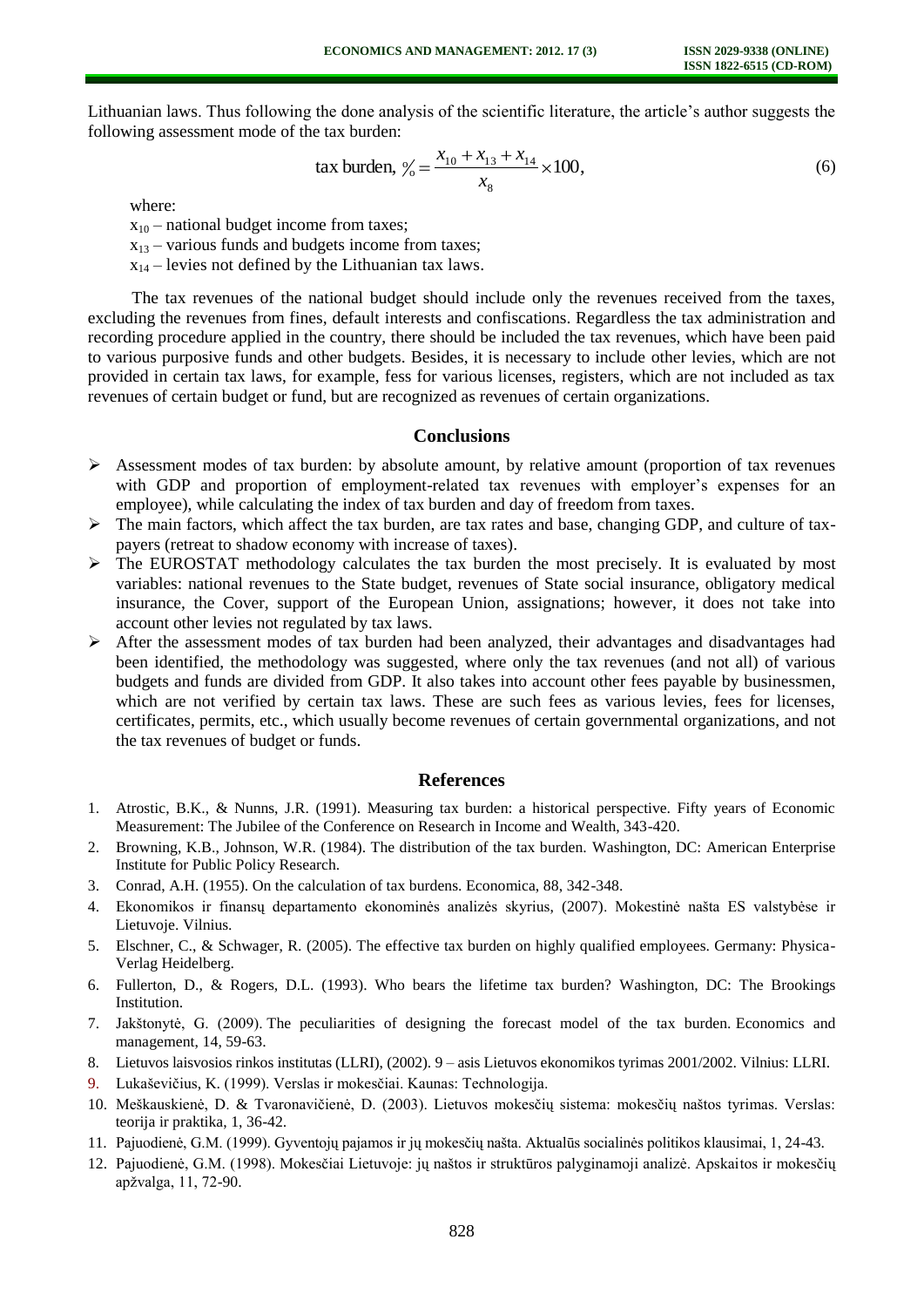Lithuanian laws. Thus following the done analysis of the scientific literature, the article's author suggests the following assessment mode of the tax burden:

$$\text{tax burden, } \% = \frac{x_{10} + x_{13} + x_{14}}{x_8} \times 100, \tag{6}$$

where:

$x_{10}$ – national budget income from taxes;

$x_{13}$ – various funds and budgets income from taxes;

$x_{14}$ – levies not defined by the Lithuanian tax laws.

The tax revenues of the national budget should include only the revenues received from the taxes, excluding the revenues from fines, default interests and confiscations. Regardless the tax administration and recording procedure applied in the country, there should be included the tax revenues, which have been paid to various purposive funds and other budgets. Besides, it is necessary to include other levies, which are not provided in certain tax laws, for example, fess for various licenses, registers, which are not included as tax revenues of certain budget or fund, but are recognized as revenues of certain organizations.

## Conclusions

- Assessment modes of tax burden: by absolute amount, by relative amount (proportion of tax revenues with GDP and proportion of employment-related tax revenues with employer's expenses for an employee), while calculating the index of tax burden and day of freedom from taxes.
- The main factors, which affect the tax burden, are tax rates and base, changing GDP, and culture of tax-payers (retreat to shadow economy with increase of taxes).
- The EUROSTAT methodology calculates the tax burden the most precisely. It is evaluated by most variables: national revenues to the State budget, revenues of State social insurance, obligatory medical insurance, the Cover, support of the European Union, assignations; however, it does not take into account other levies not regulated by tax laws.
- After the assessment modes of tax burden had been analyzed, their advantages and disadvantages had been identified, the methodology was suggested, where only the tax revenues (and not all) of various budgets and funds are divided from GDP. It also takes into account other fees payable by businessmen, which are not verified by certain tax laws. These are such fees as various levies, fees for licenses, certificates, permits, etc., which usually become revenues of certain governmental organizations, and not the tax revenues of budget or funds.

## References

1. Atrostic, B.K., & Nunns, J.R. (1991). Measuring tax burden: a historical perspective. Fifty years of Economic Measurement: The Jubilee of the Conference on Research in Income and Wealth, 343-420.
2. Browning, K.B., Johnson, W.R. (1984). The distribution of the tax burden. Washington, DC: American Enterprise Institute for Public Policy Research.
3. Conrad, A.H. (1955). On the calculation of tax burdens. Economica, 88, 342-348.
4. Ekonomikos ir finansų departamento ekonominės analizės skyrius, (2007). Mokestinė našta ES valstybėse ir Lietuvoje. Vilnius.
5. Elschner, C., & Schwager, R. (2005). The effective tax burden on highly qualified employees. Germany: Physica-Verlag Heidelberg.
6. Fullerton, D., & Rogers, D.L. (1993). Who bears the lifetime tax burden? Washington, DC: The Brookings Institution.
7. Jakštonytė, G. (2009). The peculiarities of designing the forecast model of the tax burden. Economics and management, 14, 59-63.
8. Lietuvos laisvosios rinkos institutas (LLRI), (2002). 9 – asis Lietuvos ekonomikos tyrimas 2001/2002. Vilnius: LLRI.
9. Lukaševičius, K. (1999). Verslas ir mokesčiai. Kaunas: Technologija.
10. Meškauskienė, D. & Tvaronavičienė, D. (2003). Lietuvos mokesčių sistema: mokesčių naštos tyrimas. Verslas: teorija ir praktika, 1, 36-42.
11. Pajuodienė, G.M. (1999). Gyventojų pajamos ir jų mokesčių našta. Aktualūs socialinės politikos klausimai, 1, 24-43.
12. Pajuodienė, G.M. (1998). Mokesčiai Lietuvoje: jų naštos ir struktūros palyginamoji analizė. Apskaitos ir mokesčių apžvalga, 11, 72-90.